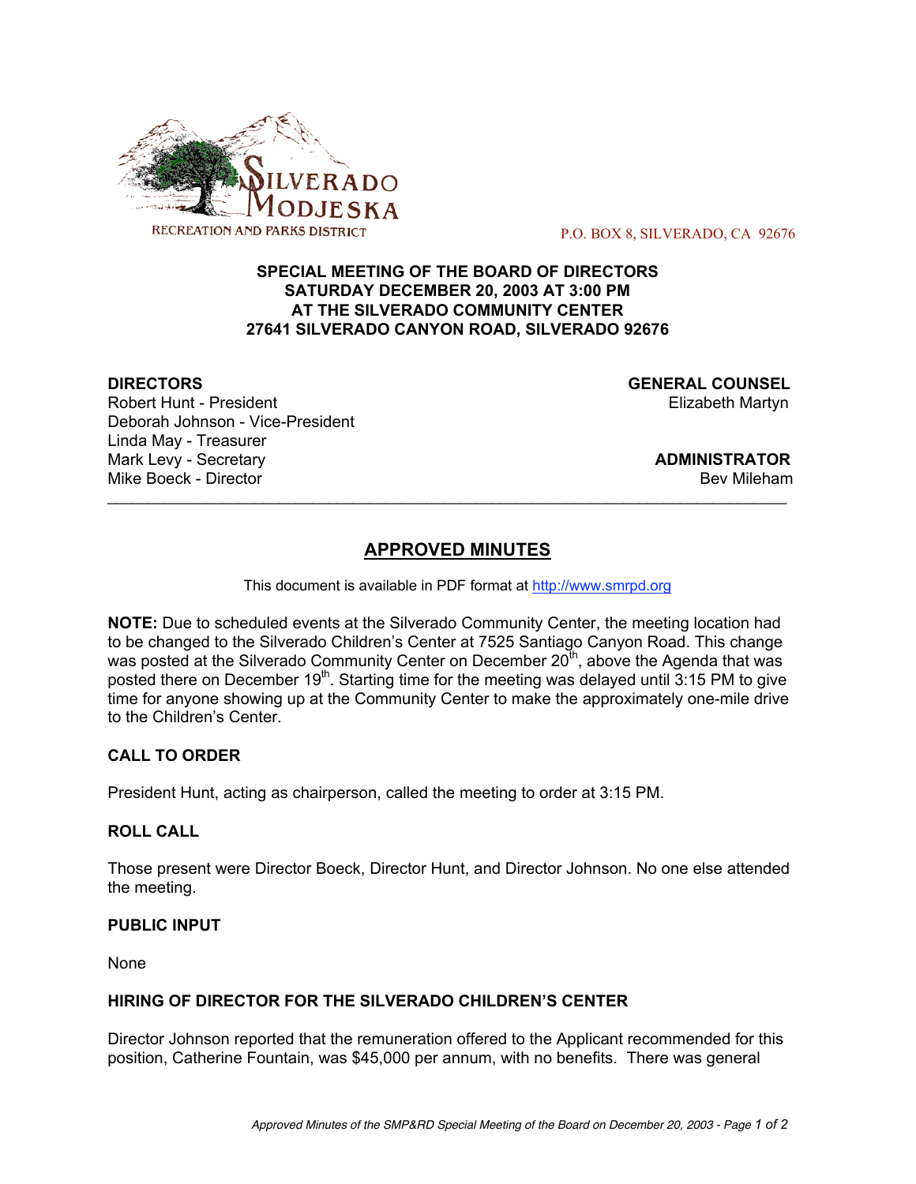SILVERADO MODJESKA
RECREATION AND PARKS DISTRICT

P.O. BOX 8, SILVERADO, CA 92676

**SPECIAL MEETING OF THE BOARD OF DIRECTORS**
**SATURDAY DECEMBER 20, 2003 AT 3:00 PM**
**AT THE SILVERADO COMMUNITY CENTER**
**27641 SILVERADO CANYON ROAD, SILVERADO 92676**

**DIRECTORS**
Robert Hunt - President
Deborah Johnson - Vice-President
Linda May - Treasurer
Mark Levy - Secretary
Mike Boeck - Director

**GENERAL COUNSEL**
Elizabeth Martyn

**ADMINISTRATOR**
Bev Mileham

---

## APPROVED MINUTES

This document is available in PDF format at http://www.smrpd.org

**NOTE:** Due to scheduled events at the Silverado Community Center, the meeting location had to be changed to the Silverado Children's Center at 7525 Santiago Canyon Road. This change was posted at the Silverado Community Center on December 20th, above the Agenda that was posted there on December 19th. Starting time for the meeting was delayed until 3:15 PM to give time for anyone showing up at the Community Center to make the approximately one-mile drive to the Children's Center.

### CALL TO ORDER

President Hunt, acting as chairperson, called the meeting to order at 3:15 PM.

### ROLL CALL

Those present were Director Boeck, Director Hunt, and Director Johnson. No one else attended the meeting.

### PUBLIC INPUT

None

### HIRING OF DIRECTOR FOR THE SILVERADO CHILDREN'S CENTER

Director Johnson reported that the remuneration offered to the Applicant recommended for this position, Catherine Fountain, was $45,000 per annum, with no benefits. There was general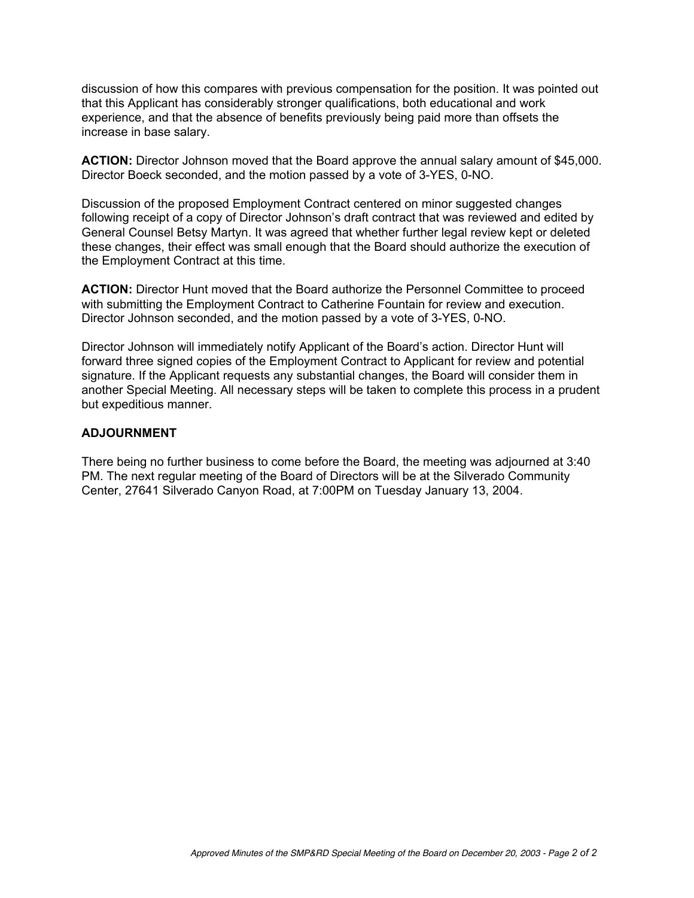discussion of how this compares with previous compensation for the position. It was pointed out that this Applicant has considerably stronger qualifications, both educational and work experience, and that the absence of benefits previously being paid more than offsets the increase in base salary.

**ACTION:** Director Johnson moved that the Board approve the annual salary amount of $45,000. Director Boeck seconded, and the motion passed by a vote of 3-YES, 0-NO.

Discussion of the proposed Employment Contract centered on minor suggested changes following receipt of a copy of Director Johnson's draft contract that was reviewed and edited by General Counsel Betsy Martyn. It was agreed that whether further legal review kept or deleted these changes, their effect was small enough that the Board should authorize the execution of the Employment Contract at this time.

**ACTION:** Director Hunt moved that the Board authorize the Personnel Committee to proceed with submitting the Employment Contract to Catherine Fountain for review and execution. Director Johnson seconded, and the motion passed by a vote of 3-YES, 0-NO.

Director Johnson will immediately notify Applicant of the Board's action. Director Hunt will forward three signed copies of the Employment Contract to Applicant for review and potential signature. If the Applicant requests any substantial changes, the Board will consider them in another Special Meeting. All necessary steps will be taken to complete this process in a prudent but expeditious manner.

## ADJOURNMENT

There being no further business to come before the Board, the meeting was adjourned at 3:40 PM. The next regular meeting of the Board of Directors will be at the Silverado Community Center, 27641 Silverado Canyon Road, at 7:00PM on Tuesday January 13, 2004.